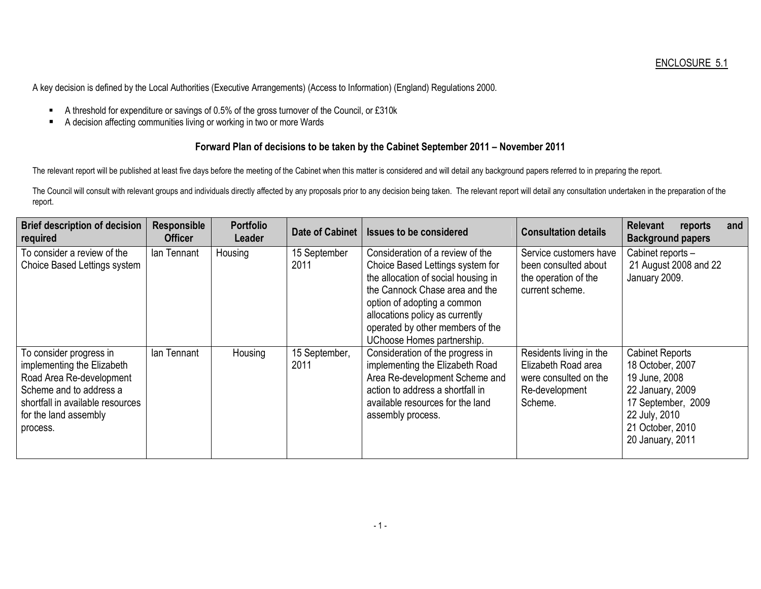ENCLOSURE 5.1

A key decision is defined by the Local Authorities (Executive Arrangements) (Access to Information) (England) Regulations 2000.

- A threshold for expenditure or savings of 0.5% of the gross turnover of the Council, or £310k
- A decision affecting communities living or working in two or more Wards

## Forward Plan of decisions to be taken by the Cabinet September 2011 – November 2011

The relevant report will be published at least five days before the meeting of the Cabinet when this matter is considered and will detail any background papers referred to in preparing the report.

The Council will consult with relevant groups and individuals directly affected by any proposals prior to any decision being taken. The relevant report will detail any consultation undertaken in the preparation of the report.

| Brief description of decision required | Responsible Officer | Portfolio Leader | Date of Cabinet | Issues to be considered | Consultation details | Relevant reports and Background papers |
|---|---|---|---|---|---|---|
| To consider a review of the Choice Based Lettings system | Ian Tennant | Housing | 15 September 2011 | Consideration of a review of the Choice Based Lettings system for the allocation of social housing in the Cannock Chase area and the option of adopting a common allocations policy as currently operated by other members of the UChoose Homes partnership. | Service customers have been consulted about the operation of the current scheme. | Cabinet reports – 21 August 2008 and 22 January 2009. |
| To consider progress in implementing the Elizabeth Road Area Re-development Scheme and to address a shortfall in available resources for the land assembly process. | Ian Tennant | Housing | 15 September, 2011 | Consideration of the progress in implementing the Elizabeth Road Area Re-development Scheme and action to address a shortfall in available resources for the land assembly process. | Residents living in the Elizabeth Road area were consulted on the Re-development Scheme. | Cabinet Reports 18 October, 2007 19 June, 2008 22 January, 2009 17 September, 2009 22 July, 2010 21 October, 2010 20 January, 2011 |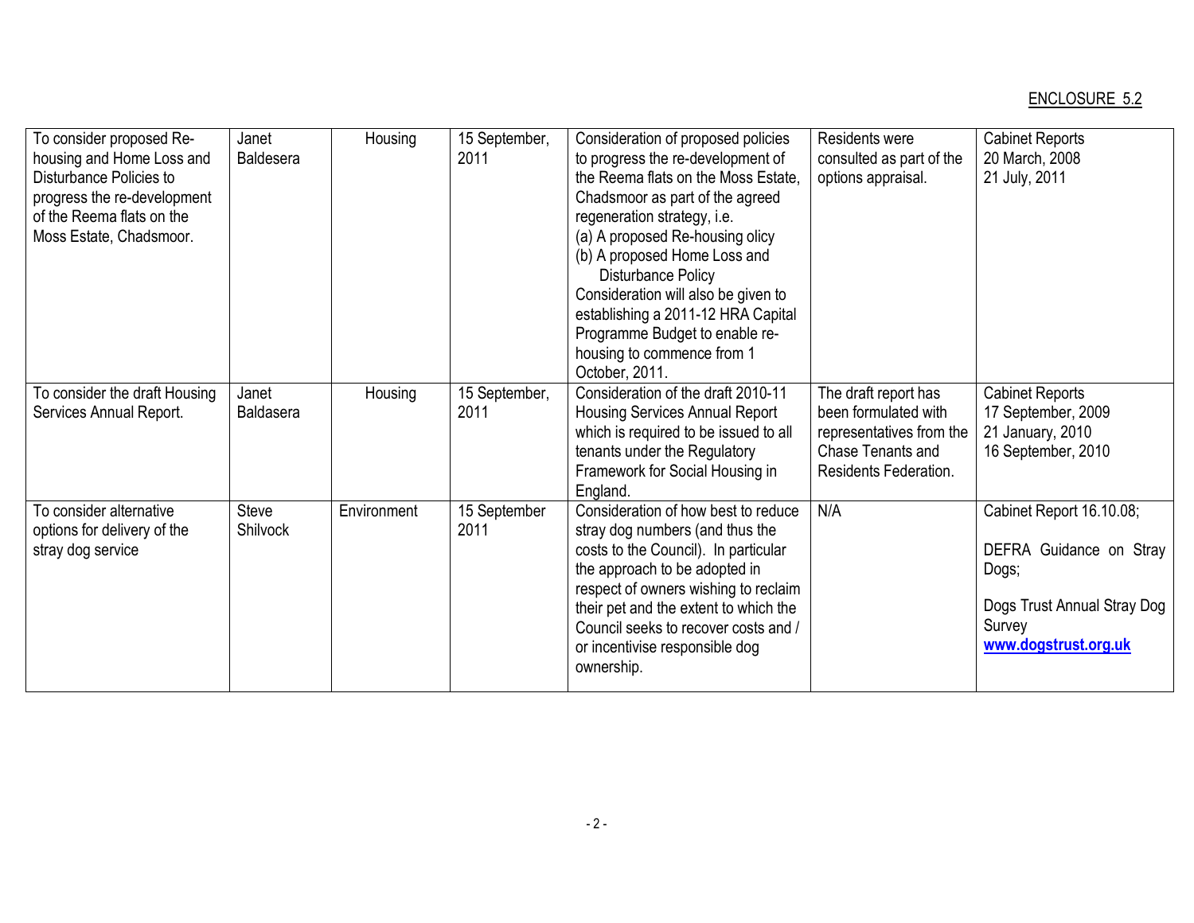ENCLOSURE 5.2

| | | | | | | |
|---|---|---|---|---|---|---|
| To consider proposed Re-housing and Home Loss and Disturbance Policies to progress the re-development of the Reema flats on the Moss Estate, Chadsmoor. | Janet Baldesera | Housing | 15 September, 2011 | Consideration of proposed policies to progress the re-development of the Reema flats on the Moss Estate, Chadsmoor as part of the agreed regeneration strategy, i.e.<br>(a) A proposed Re-housing olicy<br>(b) A proposed Home Loss and Disturbance Policy<br>Consideration will also be given to establishing a 2011-12 HRA Capital Programme Budget to enable re-housing to commence from 1 October, 2011. | Residents were consulted as part of the options appraisal. | Cabinet Reports<br>20 March, 2008<br>21 July, 2011 |
| To consider the draft Housing Services Annual Report. | Janet Baldasera | Housing | 15 September, 2011 | Consideration of the draft 2010-11 Housing Services Annual Report which is required to be issued to all tenants under the Regulatory Framework for Social Housing in England. | The draft report has been formulated with representatives from the Chase Tenants and Residents Federation. | Cabinet Reports<br>17 September, 2009<br>21 January, 2010<br>16 September, 2010 |
| To consider alternative options for delivery of the stray dog service | Steve Shilvock | Environment | 15 September 2011 | Consideration of how best to reduce stray dog numbers (and thus the costs to the Council). In particular the approach to be adopted in respect of owners wishing to reclaim their pet and the extent to which the Council seeks to recover costs and / or incentivise responsible dog ownership. | N/A | Cabinet Report 16.10.08;<br><br>DEFRA Guidance on Stray Dogs;<br><br>Dogs Trust Annual Stray Dog Survey<br>**www.dogstrust.org.uk** |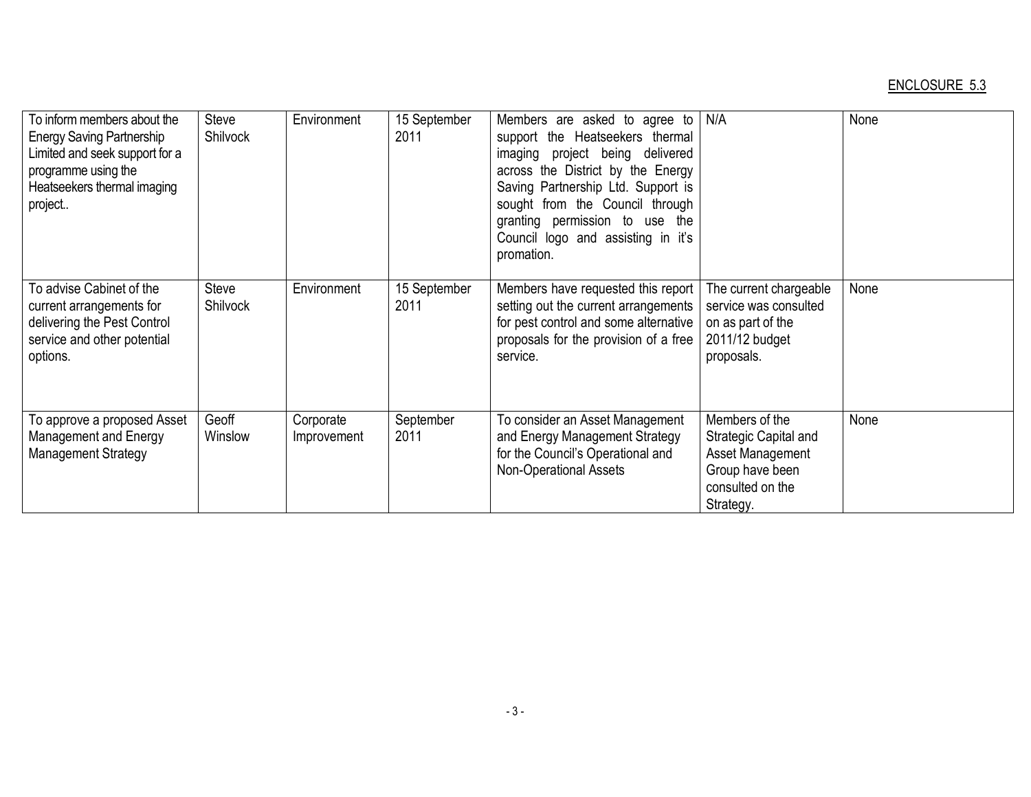ENCLOSURE 5.3

| | | | | | | |
|---|---|---|---|---|---|---|
| To inform members about the Energy Saving Partnership Limited and seek support for a programme using the Heatseekers thermal imaging project.. | Steve Shilvock | Environment | 15 September 2011 | Members are asked to agree to support the Heatseekers thermal imaging project being delivered across the District by the Energy Saving Partnership Ltd. Support is sought from the Council through granting permission to use the Council logo and assisting in it's promation. | N/A | None |
| To advise Cabinet of the current arrangements for delivering the Pest Control service and other potential options. | Steve Shilvock | Environment | 15 September 2011 | Members have requested this report setting out the current arrangements for pest control and some alternative proposals for the provision of a free service. | The current chargeable service was consulted on as part of the 2011/12 budget proposals. | None |
| To approve a proposed Asset Management and Energy Management Strategy | Geoff Winslow | Corporate Improvement | September 2011 | To consider an Asset Management and Energy Management Strategy for the Council's Operational and Non-Operational Assets | Members of the Strategic Capital and Asset Management Group have been consulted on the Strategy. | None |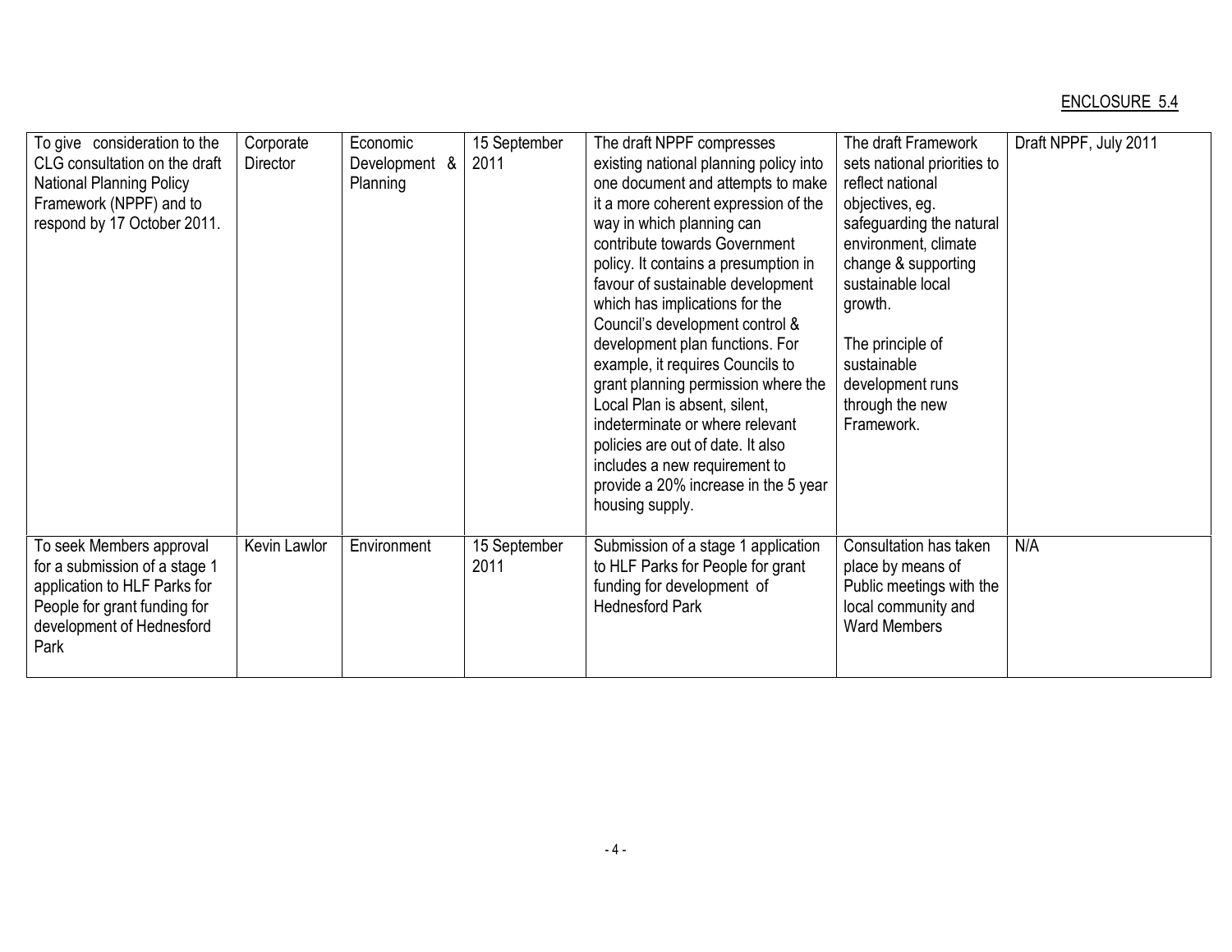ENCLOSURE 5.4

| | | | | | | |
|---|---|---|---|---|---|---|
| To give consideration to the CLG consultation on the draft National Planning Policy Framework (NPPF) and to respond by 17 October 2011. | Corporate Director | Economic Development & Planning | 15 September 2011 | The draft NPPF compresses existing national planning policy into one document and attempts to make it a more coherent expression of the way in which planning can contribute towards Government policy. It contains a presumption in favour of sustainable development which has implications for the Council's development control & development plan functions. For example, it requires Councils to grant planning permission where the Local Plan is absent, silent, indeterminate or where relevant policies are out of date. It also includes a new requirement to provide a 20% increase in the 5 year housing supply. | The draft Framework sets national priorities to reflect national objectives, eg. safeguarding the natural environment, climate change & supporting sustainable local growth.<br><br>The principle of sustainable development runs through the new Framework. | Draft NPPF, July 2011 |
| To seek Members approval for a submission of a stage 1 application to HLF Parks for People for grant funding for development of Hednesford Park | Kevin Lawlor | Environment | 15 September 2011 | Submission of a stage 1 application to HLF Parks for People for grant funding for development of Hednesford Park | Consultation has taken place by means of Public meetings with the local community and Ward Members | N/A |